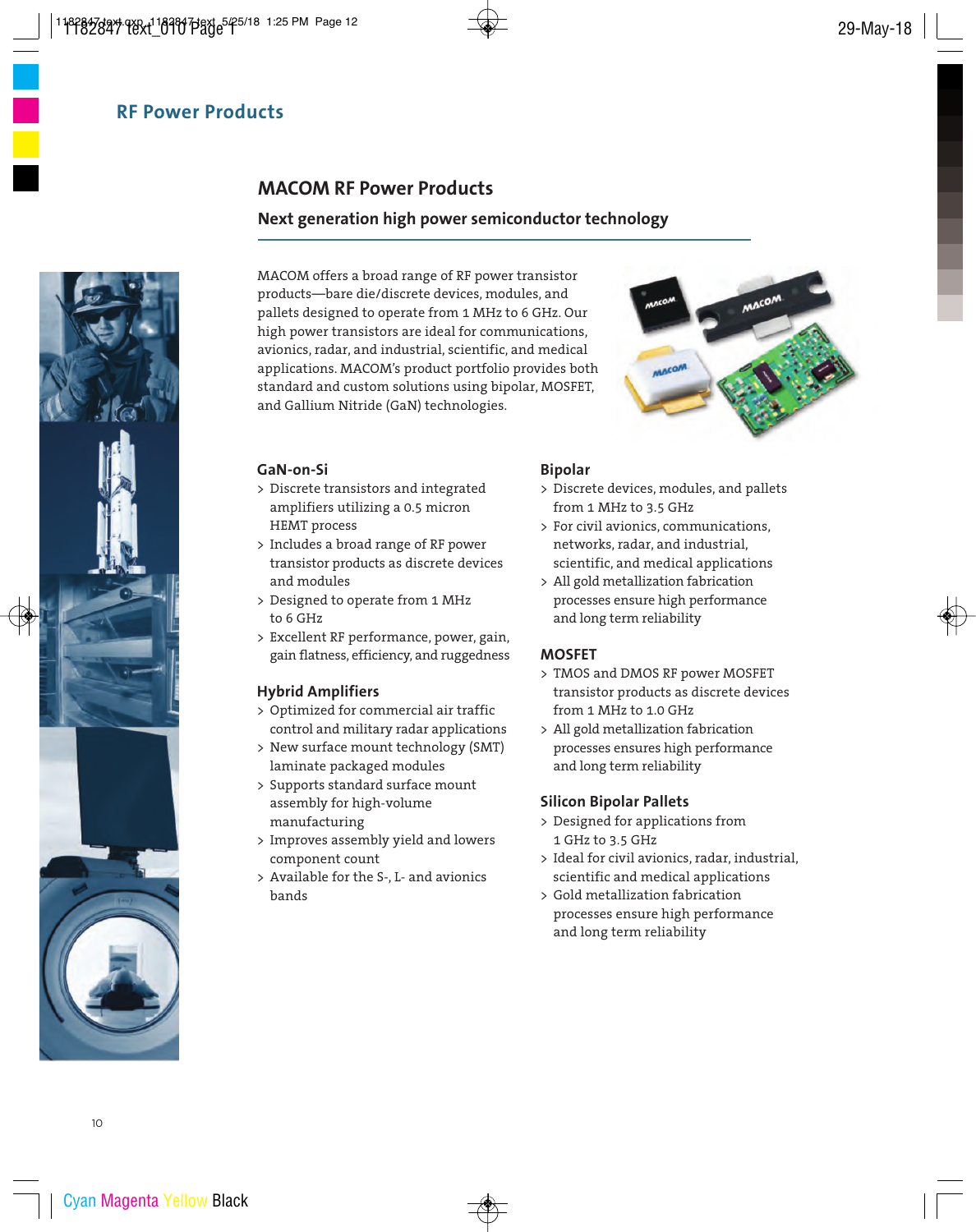# RF Power Products

## MACOM RF Power Products

### Next generation high power semiconductor technology

MACOM offers a broad range of RF power transistor products—bare die/discrete devices, modules, and pallets designed to operate from 1 MHz to 6 GHz. Our high power transistors are ideal for communications, avionics, radar, and industrial, scientific, and medical applications. MACOM's product portfolio provides both standard and custom solutions using bipolar, MOSFET, and Gallium Nitride (GaN) technologies.

### GaN-on-Si

- Discrete transistors and integrated amplifiers utilizing a 0.5 micron HEMT process
- Includes a broad range of RF power transistor products as discrete devices and modules
- Designed to operate from 1 MHz to 6 GHz
- Excellent RF performance, power, gain, gain flatness, efficiency, and ruggedness

### Hybrid Amplifiers

- Optimized for commercial air traffic control and military radar applications
- New surface mount technology (SMT) laminate packaged modules
- Supports standard surface mount assembly for high-volume manufacturing
- Improves assembly yield and lowers component count
- Available for the S-, L- and avionics bands

### Bipolar

- Discrete devices, modules, and pallets from 1 MHz to 3.5 GHz
- For civil avionics, communications, networks, radar, and industrial, scientific, and medical applications
- All gold metallization fabrication processes ensure high performance and long term reliability

### MOSFET

- TMOS and DMOS RF power MOSFET transistor products as discrete devices from 1 MHz to 1.0 GHz
- All gold metallization fabrication processes ensures high performance and long term reliability

### Silicon Bipolar Pallets

- Designed for applications from 1 GHz to 3.5 GHz
- Ideal for civil avionics, radar, industrial, scientific and medical applications
- Gold metallization fabrication processes ensure high performance and long term reliability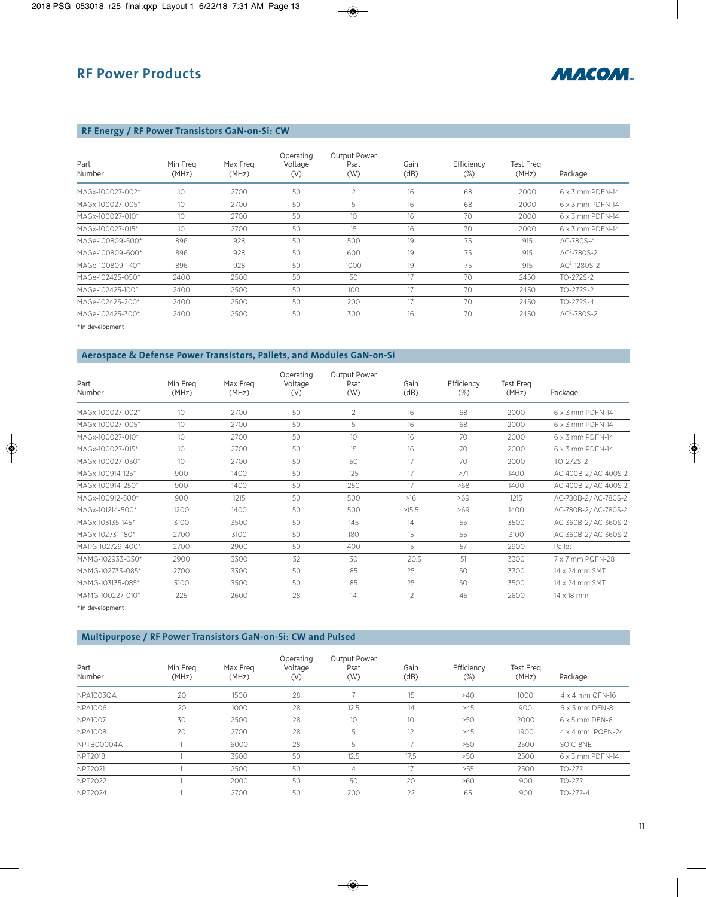# RF Power Products

MACOM

## RF Energy / RF Power Transistors GaN-on-Si: CW

| Part Number | Min Freq (MHz) | Max Freq (MHz) | Operating Voltage (V) | Output Power Psat (W) | Gain (dB) | Efficiency (%) | Test Freq (MHz) | Package |
|---|---|---|---|---|---|---|---|---|
| MAGx-100027-002* | 10 | 2700 | 50 | 2 | 16 | 68 | 2000 | 6 x 3 mm PDFN-14 |
| MAGx-100027-005* | 10 | 2700 | 50 | 5 | 16 | 68 | 2000 | 6 x 3 mm PDFN-14 |
| MAGx-100027-010* | 10 | 2700 | 50 | 10 | 16 | 70 | 2000 | 6 x 3 mm PDFN-14 |
| MAGx-100027-015* | 10 | 2700 | 50 | 15 | 16 | 70 | 2000 | 6 x 3 mm PDFN-14 |
| MAGe-100809-500* | 896 | 928 | 50 | 500 | 19 | 75 | 915 | AC-780S-4 |
| MAGe-100809-600* | 896 | 928 | 50 | 600 | 19 | 75 | 915 | AC$^2$-780S-2 |
| MAGe-100809-1K0* | 896 | 928 | 50 | 1000 | 19 | 75 | 915 | AC$^2$-1280S-2 |
| MAGe-102425-050* | 2400 | 2500 | 50 | 50 | 17 | 70 | 2450 | TO-272S-2 |
| MAGe-102425-100* | 2400 | 2500 | 50 | 100 | 17 | 70 | 2450 | TO-272S-2 |
| MAGe-102425-200* | 2400 | 2500 | 50 | 200 | 17 | 70 | 2450 | TO-272S-4 |
| MAGe-102425-300* | 2400 | 2500 | 50 | 300 | 16 | 70 | 2450 | AC$^2$-780S-2 |

* In development

## Aerospace & Defense Power Transistors, Pallets, and Modules GaN-on-Si

| Part Number | Min Freq (MHz) | Max Freq (MHz) | Operating Voltage (V) | Output Power Psat (W) | Gain (dB) | Efficiency (%) | Test Freq (MHz) | Package |
|---|---|---|---|---|---|---|---|---|
| MAGx-100027-002* | 10 | 2700 | 50 | 2 | 16 | 68 | 2000 | 6 x 3 mm PDFN-14 |
| MAGx-100027-005* | 10 | 2700 | 50 | 5 | 16 | 68 | 2000 | 6 x 3 mm PDFN-14 |
| MAGx-100027-010* | 10 | 2700 | 50 | 10 | 16 | 70 | 2000 | 6 x 3 mm PDFN-14 |
| MAGx-100027-015* | 10 | 2700 | 50 | 15 | 16 | 70 | 2000 | 6 x 3 mm PDFN-14 |
| MAGx-100027-050* | 10 | 2700 | 50 | 50 | 17 | 70 | 2000 | TO-272S-2 |
| MAGx-100914-125* | 900 | 1400 | 50 | 125 | 17 | >71 | 1400 | AC-400B-2/AC-400S-2 |
| MAGx-100914-250* | 900 | 1400 | 50 | 250 | 17 | >68 | 1400 | AC-400B-2/AC-400S-2 |
| MAGx-100912-500* | 900 | 1215 | 50 | 500 | >16 | >69 | 1215 | AC-780B-2/AC-780S-2 |
| MAGx-101214-500* | 1200 | 1400 | 50 | 500 | >15.5 | >69 | 1400 | AC-780B-2/AC-780S-2 |
| MAGx-103135-145* | 3100 | 3500 | 50 | 145 | 14 | 55 | 3500 | AC-360B-2/AC-360S-2 |
| MAGx-102731-180* | 2700 | 3100 | 50 | 180 | 15 | 55 | 3100 | AC-360B-2/AC-360S-2 |
| MAPG-102729-400* | 2700 | 2900 | 50 | 400 | 15 | 57 | 2900 | Pallet |
| MAMG-102933-030* | 2900 | 3300 | 32 | 30 | 20.5 | 51 | 3300 | 7 x 7 mm PQFN-28 |
| MAMG-102733-085* | 2700 | 3300 | 50 | 85 | 25 | 50 | 3300 | 14 x 24 mm SMT |
| MAMG-103135-085* | 3100 | 3500 | 50 | 85 | 25 | 50 | 3500 | 14 x 24 mm SMT |
| MAMG-100227-010* | 225 | 2600 | 28 | 14 | 12 | 45 | 2600 | 14 x 18 mm |

* In development

## Multipurpose / RF Power Transistors GaN-on-Si: CW and Pulsed

| Part Number | Min Freq (MHz) | Max Freq (MHz) | Operating Voltage (V) | Output Power Psat (W) | Gain (dB) | Efficiency (%) | Test Freq (MHz) | Package |
|---|---|---|---|---|---|---|---|---|
| NPA1003QA | 20 | 1500 | 28 | 7 | 15 | >40 | 1000 | 4 x 4 mm QFN-16 |
| NPA1006 | 20 | 1000 | 28 | 12.5 | 14 | >45 | 900 | 6 x 5 mm DFN-8 |
| NPA1007 | 30 | 2500 | 28 | 10 | 10 | >50 | 2000 | 6 x 5 mm DFN-8 |
| NPA1008 | 20 | 2700 | 28 | 5 | 12 | >45 | 1900 | 4 x 4 mm PQFN-24 |
| NPTB00004A | 1 | 6000 | 28 | 5 | 17 | >50 | 2500 | SOIC-8NE |
| NPT2018 | 1 | 3500 | 50 | 12.5 | 17.5 | >50 | 2500 | 6 x 3 mm PDFN-14 |
| NPT2021 | 1 | 2500 | 50 | 4 | 17 | >55 | 2500 | TO-272 |
| NPT2022 | 1 | 2000 | 50 | 50 | 20 | >60 | 900 | TO-272 |
| NPT2024 | 1 | 2700 | 50 | 200 | 22 | 65 | 900 | TO-272-4 |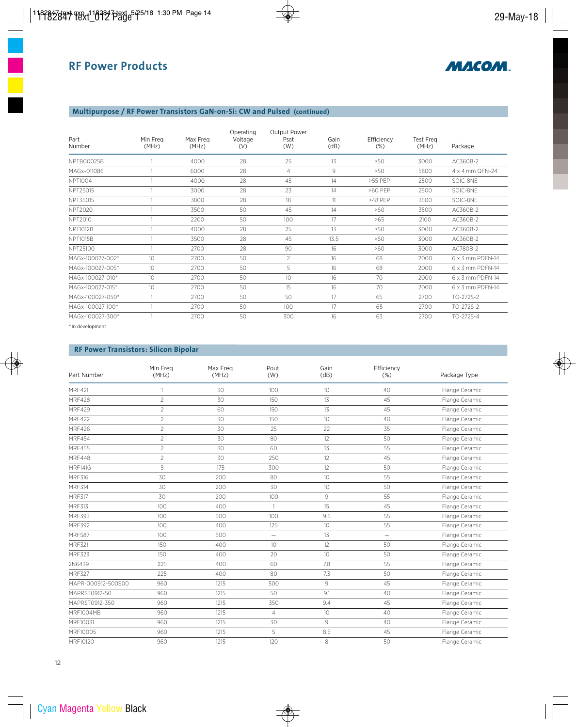## RF Power Products

MACOM

### Multipurpose / RF Power Transistors GaN-on-Si: CW and Pulsed (continued)

| Part Number | Min Freq (MHz) | Max Freq (MHz) | Operating Voltage (V) | Output Power Psat (W) | Gain (dB) | Efficiency (%) | Test Freq (MHz) | Package |
|---|---|---|---|---|---|---|---|---|
| NPTB00025B | 1 | 4000 | 28 | 25 | 13 | >50 | 3000 | AC360B-2 |
| MAGx-011086 | 1 | 6000 | 28 | 4 | 9 | >50 | 5800 | 4 x 4 mm QFN-24 |
| NPT1004 | 1 | 4000 | 28 | 45 | 14 | >55 PEP | 2500 | SOIC-8NE |
| NPT25015 | 1 | 3000 | 28 | 23 | 14 | >60 PEP | 2500 | SOIC-8NE |
| NPT35015 | 1 | 3800 | 28 | 18 | 11 | >48 PEP | 3500 | SOIC-8NE |
| NPT2020 | 1 | 3500 | 50 | 45 | 14 | >60 | 3500 | AC360B-2 |
| NPT2010 | 1 | 2200 | 50 | 100 | 17 | >65 | 2100 | AC360B-2 |
| NPT1012B | 1 | 4000 | 28 | 25 | 13 | >50 | 3000 | AC360B-2 |
| NPT1015B | 1 | 3500 | 28 | 45 | 13.5 | >60 | 3000 | AC360B-2 |
| NPT25100 | 1 | 2700 | 28 | 90 | 16 | >60 | 3000 | AC780B-2 |
| MAGx-100027-002* | 10 | 2700 | 50 | 2 | 16 | 68 | 2000 | 6 x 3 mm PDFN-14 |
| MAGx-100027-005* | 10 | 2700 | 50 | 5 | 16 | 68 | 2000 | 6 x 3 mm PDFN-14 |
| MAGx-100027-010* | 10 | 2700 | 50 | 10 | 16 | 70 | 2000 | 6 x 3 mm PDFN-14 |
| MAGx-100027-015* | 10 | 2700 | 50 | 15 | 16 | 70 | 2000 | 6 x 3 mm PDFN-14 |
| MAGx-100027-050* | 1 | 2700 | 50 | 50 | 17 | 65 | 2700 | TO-272S-2 |
| MAGx-100027-100* | 1 | 2700 | 50 | 100 | 17 | 65 | 2700 | TO-272S-2 |
| MAGx-100027-300* | 1 | 2700 | 50 | 300 | 16 | 63 | 2700 | TO-272S-4 |

* In development

### RF Power Transistors: Silicon Bipolar

| Part Number | Min Freq (MHz) | Max Freq (MHz) | Pout (W) | Gain (dB) | Efficiency (%) | Package Type |
|---|---|---|---|---|---|---|
| MRF421 | 1 | 30 | 100 | 10 | 40 | Flange Ceramic |
| MRF428 | 2 | 30 | 150 | 13 | 45 | Flange Ceramic |
| MRF429 | 2 | 60 | 150 | 13 | 45 | Flange Ceramic |
| MRF422 | 2 | 30 | 150 | 10 | 40 | Flange Ceramic |
| MRF426 | 2 | 30 | 25 | 22 | 35 | Flange Ceramic |
| MRF454 | 2 | 30 | 80 | 12 | 50 | Flange Ceramic |
| MRF455 | 2 | 30 | 60 | 13 | 55 | Flange Ceramic |
| MRF448 | 2 | 30 | 250 | 12 | 45 | Flange Ceramic |
| MRF141G | 5 | 175 | 300 | 12 | 50 | Flange Ceramic |
| MRF316 | 30 | 200 | 80 | 10 | 55 | Flange Ceramic |
| MRF314 | 30 | 200 | 30 | 10 | 50 | Flange Ceramic |
| MRF317 | 30 | 200 | 100 | 9 | 55 | Flange Ceramic |
| MRF313 | 100 | 400 | 1 | 15 | 45 | Flange Ceramic |
| MRF393 | 100 | 500 | 100 | 9.5 | 55 | Flange Ceramic |
| MRF392 | 100 | 400 | 125 | 10 | 55 | Flange Ceramic |
| MRF587 | 100 | 500 | — | 13 | — | Flange Ceramic |
| MRF321 | 150 | 400 | 10 | 12 | 50 | Flange Ceramic |
| MRF323 | 150 | 400 | 20 | 10 | 50 | Flange Ceramic |
| 2N6439 | 225 | 400 | 60 | 7.8 | 55 | Flange Ceramic |
| MRF327 | 225 | 400 | 80 | 7.3 | 50 | Flange Ceramic |
| MAPR-000912-500S00 | 960 | 1215 | 500 | 9 | 45 | Flange Ceramic |
| MAPRST0912-50 | 960 | 1215 | 50 | 9.1 | 40 | Flange Ceramic |
| MAPRST0912-350 | 960 | 1215 | 350 | 9.4 | 45 | Flange Ceramic |
| MRF1004MB | 960 | 1215 | 4 | 10 | 40 | Flange Ceramic |
| MRF10031 | 960 | 1215 | 30 | 9 | 40 | Flange Ceramic |
| MRF10005 | 960 | 1215 | 5 | 8.5 | 45 | Flange Ceramic |
| MRF10120 | 960 | 1215 | 120 | 8 | 50 | Flange Ceramic |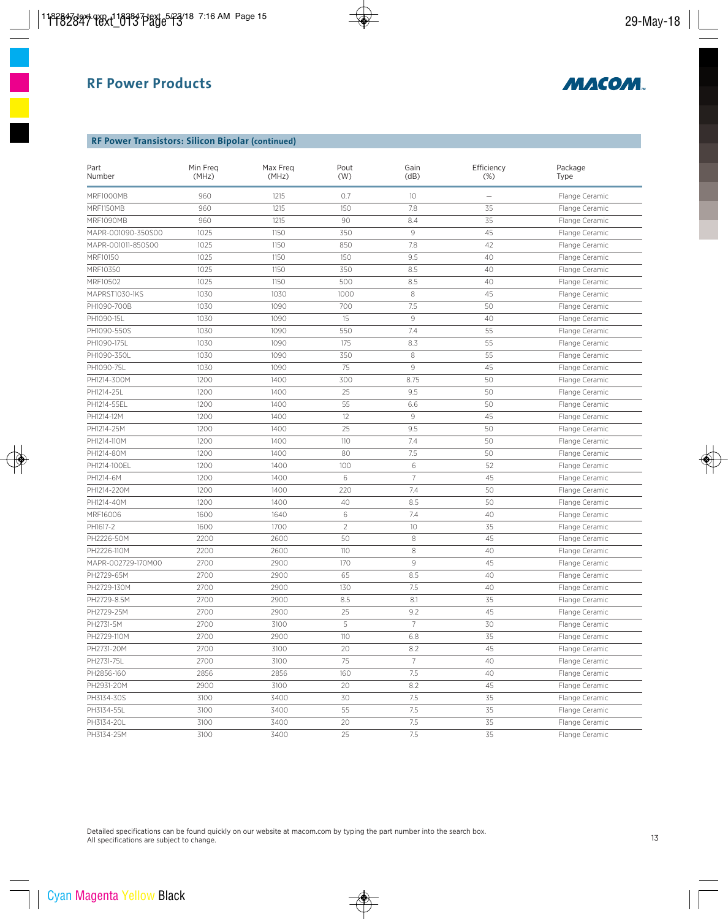# RF Power Products

## RF Power Transistors: Silicon Bipolar (continued)

| Part Number | Min Freq (MHz) | Max Freq (MHz) | Pout (W) | Gain (dB) | Efficiency (%) | Package Type |
|---|---|---|---|---|---|---|
| MRF1000MB | 960 | 1215 | 0.7 | 10 | — | Flange Ceramic |
| MRF1150MB | 960 | 1215 | 150 | 7.8 | 35 | Flange Ceramic |
| MRF1090MB | 960 | 1215 | 90 | 8.4 | 35 | Flange Ceramic |
| MAPR-001090-350S00 | 1025 | 1150 | 350 | 9 | 45 | Flange Ceramic |
| MAPR-001011-850S00 | 1025 | 1150 | 850 | 7.8 | 42 | Flange Ceramic |
| MRF10150 | 1025 | 1150 | 150 | 9.5 | 40 | Flange Ceramic |
| MRF10350 | 1025 | 1150 | 350 | 8.5 | 40 | Flange Ceramic |
| MRF10502 | 1025 | 1150 | 500 | 8.5 | 40 | Flange Ceramic |
| MAPRST1030-1KS | 1030 | 1030 | 1000 | 8 | 45 | Flange Ceramic |
| PH1090-700B | 1030 | 1090 | 700 | 7.5 | 50 | Flange Ceramic |
| PH1090-15L | 1030 | 1090 | 15 | 9 | 40 | Flange Ceramic |
| PH1090-550S | 1030 | 1090 | 550 | 7.4 | 55 | Flange Ceramic |
| PH1090-175L | 1030 | 1090 | 175 | 8.3 | 55 | Flange Ceramic |
| PH1090-350L | 1030 | 1090 | 350 | 8 | 55 | Flange Ceramic |
| PH1090-75L | 1030 | 1090 | 75 | 9 | 45 | Flange Ceramic |
| PH1214-300M | 1200 | 1400 | 300 | 8.75 | 50 | Flange Ceramic |
| PH1214-25L | 1200 | 1400 | 25 | 9.5 | 50 | Flange Ceramic |
| PH1214-55EL | 1200 | 1400 | 55 | 6.6 | 50 | Flange Ceramic |
| PH1214-12M | 1200 | 1400 | 12 | 9 | 45 | Flange Ceramic |
| PH1214-25M | 1200 | 1400 | 25 | 9.5 | 50 | Flange Ceramic |
| PH1214-110M | 1200 | 1400 | 110 | 7.4 | 50 | Flange Ceramic |
| PH1214-80M | 1200 | 1400 | 80 | 7.5 | 50 | Flange Ceramic |
| PH1214-100EL | 1200 | 1400 | 100 | 6 | 52 | Flange Ceramic |
| PH1214-6M | 1200 | 1400 | 6 | 7 | 45 | Flange Ceramic |
| PH1214-220M | 1200 | 1400 | 220 | 7.4 | 50 | Flange Ceramic |
| PH1214-40M | 1200 | 1400 | 40 | 8.5 | 50 | Flange Ceramic |
| MRF16006 | 1600 | 1640 | 6 | 7.4 | 40 | Flange Ceramic |
| PH1617-2 | 1600 | 1700 | 2 | 10 | 35 | Flange Ceramic |
| PH2226-50M | 2200 | 2600 | 50 | 8 | 45 | Flange Ceramic |
| PH2226-110M | 2200 | 2600 | 110 | 8 | 40 | Flange Ceramic |
| MAPR-002729-170M00 | 2700 | 2900 | 170 | 9 | 45 | Flange Ceramic |
| PH2729-65M | 2700 | 2900 | 65 | 8.5 | 40 | Flange Ceramic |
| PH2729-130M | 2700 | 2900 | 130 | 7.5 | 40 | Flange Ceramic |
| PH2729-8.5M | 2700 | 2900 | 8.5 | 8.1 | 35 | Flange Ceramic |
| PH2729-25M | 2700 | 2900 | 25 | 9.2 | 45 | Flange Ceramic |
| PH2731-5M | 2700 | 3100 | 5 | 7 | 30 | Flange Ceramic |
| PH2729-110M | 2700 | 2900 | 110 | 6.8 | 35 | Flange Ceramic |
| PH2731-20M | 2700 | 3100 | 20 | 8.2 | 45 | Flange Ceramic |
| PH2731-75L | 2700 | 3100 | 75 | 7 | 40 | Flange Ceramic |
| PH2856-160 | 2856 | 2856 | 160 | 7.5 | 40 | Flange Ceramic |
| PH2931-20M | 2900 | 3100 | 20 | 8.2 | 45 | Flange Ceramic |
| PH3134-30S | 3100 | 3400 | 30 | 7.5 | 35 | Flange Ceramic |
| PH3134-55L | 3100 | 3400 | 55 | 7.5 | 35 | Flange Ceramic |
| PH3134-20L | 3100 | 3400 | 20 | 7.5 | 35 | Flange Ceramic |
| PH3134-25M | 3100 | 3400 | 25 | 7.5 | 35 | Flange Ceramic |

Detailed specifications can be found quickly on our website at macom.com by typing the part number into the search box.
All specifications are subject to change.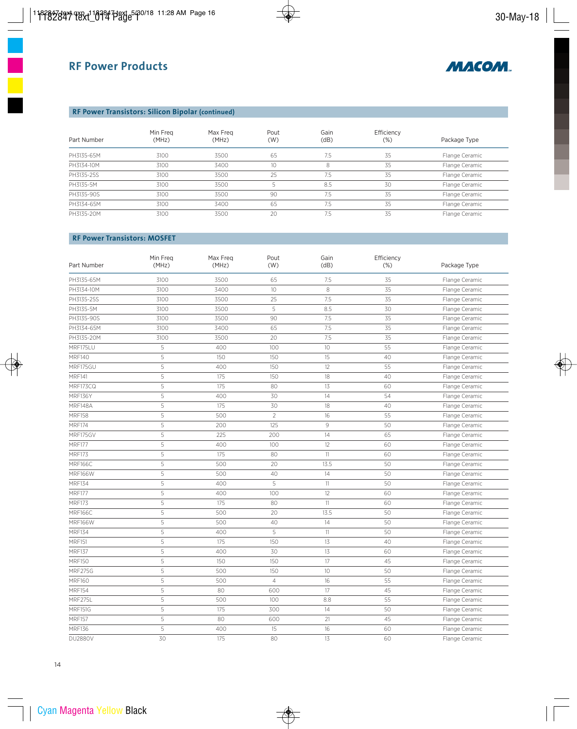## RF Power Products

### RF Power Transistors: Silicon Bipolar (continued)

| Part Number | Min Freq (MHz) | Max Freq (MHz) | Pout (W) | Gain (dB) | Efficiency (%) | Package Type |
|---|---|---|---|---|---|---|
| PH3135-65M | 3100 | 3500 | 65 | 7.5 | 35 | Flange Ceramic |
| PH3134-10M | 3100 | 3400 | 10 | 8 | 35 | Flange Ceramic |
| PH3135-25S | 3100 | 3500 | 25 | 7.5 | 35 | Flange Ceramic |
| PH3135-5M | 3100 | 3500 | 5 | 8.5 | 30 | Flange Ceramic |
| PH3135-90S | 3100 | 3500 | 90 | 7.5 | 35 | Flange Ceramic |
| PH3134-65M | 3100 | 3400 | 65 | 7.5 | 35 | Flange Ceramic |
| PH3135-20M | 3100 | 3500 | 20 | 7.5 | 35 | Flange Ceramic |

### RF Power Transistors: MOSFET

| Part Number | Min Freq (MHz) | Max Freq (MHz) | Pout (W) | Gain (dB) | Efficiency (%) | Package Type |
|---|---|---|---|---|---|---|
| PH3135-65M | 3100 | 3500 | 65 | 7.5 | 35 | Flange Ceramic |
| PH3134-10M | 3100 | 3400 | 10 | 8 | 35 | Flange Ceramic |
| PH3135-25S | 3100 | 3500 | 25 | 7.5 | 35 | Flange Ceramic |
| PH3135-5M | 3100 | 3500 | 5 | 8.5 | 30 | Flange Ceramic |
| PH3135-90S | 3100 | 3500 | 90 | 7.5 | 35 | Flange Ceramic |
| PH3134-65M | 3100 | 3400 | 65 | 7.5 | 35 | Flange Ceramic |
| PH3135-20M | 3100 | 3500 | 20 | 7.5 | 35 | Flange Ceramic |
| MRF175LU | 5 | 400 | 100 | 10 | 55 | Flange Ceramic |
| MRF140 | 5 | 150 | 150 | 15 | 40 | Flange Ceramic |
| MRF175GU | 5 | 400 | 150 | 12 | 55 | Flange Ceramic |
| MRF141 | 5 | 175 | 150 | 18 | 40 | Flange Ceramic |
| MRF173CQ | 5 | 175 | 80 | 13 | 60 | Flange Ceramic |
| MRF136Y | 5 | 400 | 30 | 14 | 54 | Flange Ceramic |
| MRF148A | 5 | 175 | 30 | 18 | 40 | Flange Ceramic |
| MRF158 | 5 | 500 | 2 | 16 | 55 | Flange Ceramic |
| MRF174 | 5 | 200 | 125 | 9 | 50 | Flange Ceramic |
| MRF175GV | 5 | 225 | 200 | 14 | 65 | Flange Ceramic |
| MRF177 | 5 | 400 | 100 | 12 | 60 | Flange Ceramic |
| MRF173 | 5 | 175 | 80 | 11 | 60 | Flange Ceramic |
| MRF166C | 5 | 500 | 20 | 13.5 | 50 | Flange Ceramic |
| MRF166W | 5 | 500 | 40 | 14 | 50 | Flange Ceramic |
| MRF134 | 5 | 400 | 5 | 11 | 50 | Flange Ceramic |
| MRF177 | 5 | 400 | 100 | 12 | 60 | Flange Ceramic |
| MRF173 | 5 | 175 | 80 | 11 | 60 | Flange Ceramic |
| MRF166C | 5 | 500 | 20 | 13.5 | 50 | Flange Ceramic |
| MRF166W | 5 | 500 | 40 | 14 | 50 | Flange Ceramic |
| MRF134 | 5 | 400 | 5 | 11 | 50 | Flange Ceramic |
| MRF151 | 5 | 175 | 150 | 13 | 40 | Flange Ceramic |
| MRF137 | 5 | 400 | 30 | 13 | 60 | Flange Ceramic |
| MRF150 | 5 | 150 | 150 | 17 | 45 | Flange Ceramic |
| MRF275G | 5 | 500 | 150 | 10 | 50 | Flange Ceramic |
| MRF160 | 5 | 500 | 4 | 16 | 55 | Flange Ceramic |
| MRF154 | 5 | 80 | 600 | 17 | 45 | Flange Ceramic |
| MRF275L | 5 | 500 | 100 | 8.8 | 55 | Flange Ceramic |
| MRF151G | 5 | 175 | 300 | 14 | 50 | Flange Ceramic |
| MRF157 | 5 | 80 | 600 | 21 | 45 | Flange Ceramic |
| MRF136 | 5 | 400 | 15 | 16 | 60 | Flange Ceramic |
| DU2880V | 30 | 175 | 80 | 13 | 60 | Flange Ceramic |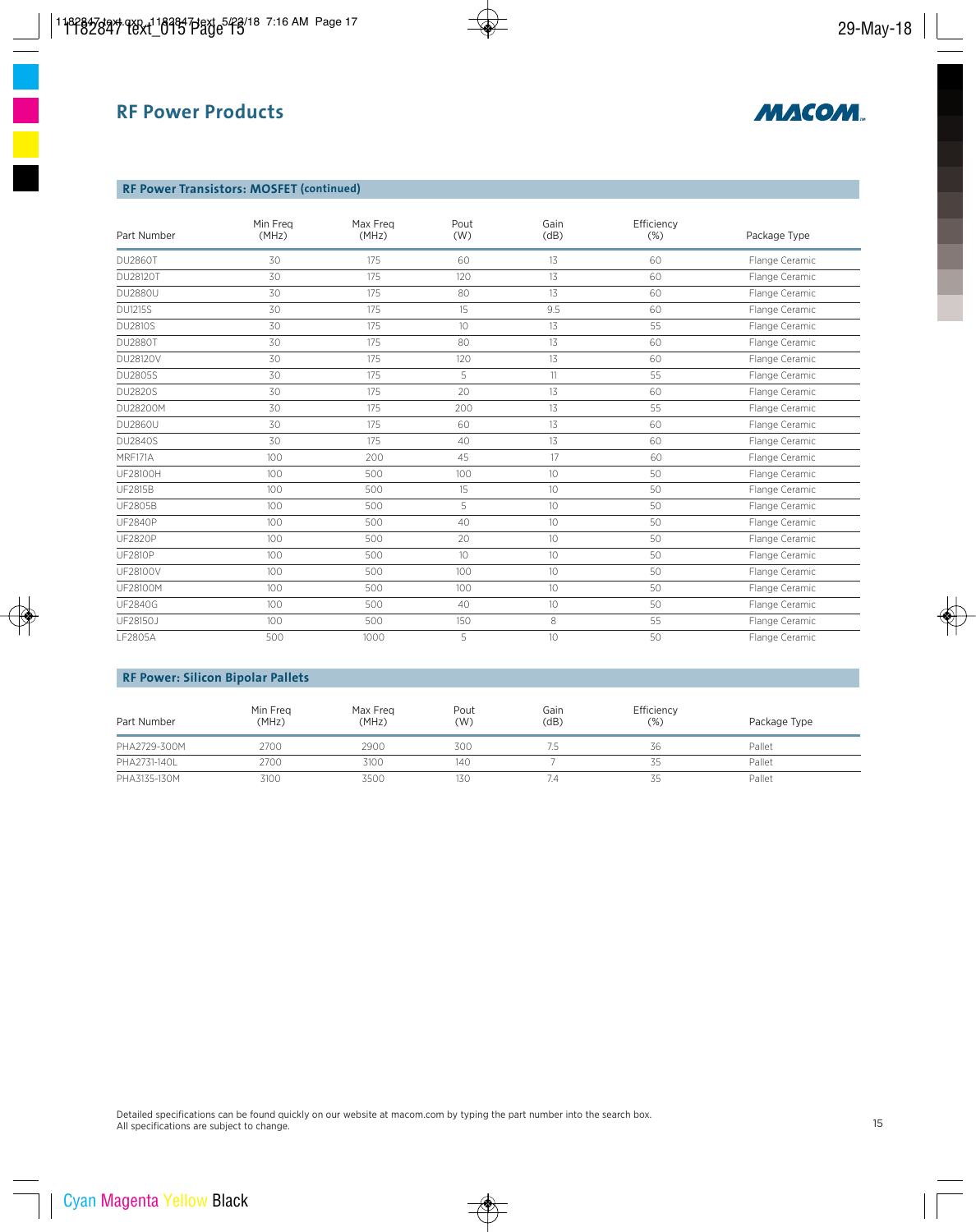## RF Power Products

MACOM

### RF Power Transistors: MOSFET (continued)

| Part Number | Min Freq (MHz) | Max Freq (MHz) | Pout (W) | Gain (dB) | Efficiency (%) | Package Type |
|---|---|---|---|---|---|---|
| DU2860T | 30 | 175 | 60 | 13 | 60 | Flange Ceramic |
| DU28120T | 30 | 175 | 120 | 13 | 60 | Flange Ceramic |
| DU2880U | 30 | 175 | 80 | 13 | 60 | Flange Ceramic |
| DU1215S | 30 | 175 | 15 | 9.5 | 60 | Flange Ceramic |
| DU2810S | 30 | 175 | 10 | 13 | 55 | Flange Ceramic |
| DU2880T | 30 | 175 | 80 | 13 | 60 | Flange Ceramic |
| DU28120V | 30 | 175 | 120 | 13 | 60 | Flange Ceramic |
| DU2805S | 30 | 175 | 5 | 11 | 55 | Flange Ceramic |
| DU2820S | 30 | 175 | 20 | 13 | 60 | Flange Ceramic |
| DU28200M | 30 | 175 | 200 | 13 | 55 | Flange Ceramic |
| DU2860U | 30 | 175 | 60 | 13 | 60 | Flange Ceramic |
| DU2840S | 30 | 175 | 40 | 13 | 60 | Flange Ceramic |
| MRF171A | 100 | 200 | 45 | 17 | 60 | Flange Ceramic |
| UF28100H | 100 | 500 | 100 | 10 | 50 | Flange Ceramic |
| UF2815B | 100 | 500 | 15 | 10 | 50 | Flange Ceramic |
| UF2805B | 100 | 500 | 5 | 10 | 50 | Flange Ceramic |
| UF2840P | 100 | 500 | 40 | 10 | 50 | Flange Ceramic |
| UF2820P | 100 | 500 | 20 | 10 | 50 | Flange Ceramic |
| UF2810P | 100 | 500 | 10 | 10 | 50 | Flange Ceramic |
| UF28100V | 100 | 500 | 100 | 10 | 50 | Flange Ceramic |
| UF28100M | 100 | 500 | 100 | 10 | 50 | Flange Ceramic |
| UF2840G | 100 | 500 | 40 | 10 | 50 | Flange Ceramic |
| UF28150J | 100 | 500 | 150 | 8 | 55 | Flange Ceramic |
| LF2805A | 500 | 1000 | 5 | 10 | 50 | Flange Ceramic |

### RF Power: Silicon Bipolar Pallets

| Part Number | Min Freq (MHz) | Max Freq (MHz) | Pout (W) | Gain (dB) | Efficiency (%) | Package Type |
|---|---|---|---|---|---|---|
| PHA2729-300M | 2700 | 2900 | 300 | 7.5 | 36 | Pallet |
| PHA2731-140L | 2700 | 3100 | 140 | 7 | 35 | Pallet |
| PHA3135-130M | 3100 | 3500 | 130 | 7.4 | 35 | Pallet |

Detailed specifications can be found quickly on our website at macom.com by typing the part number into the search box.
All specifications are subject to change.